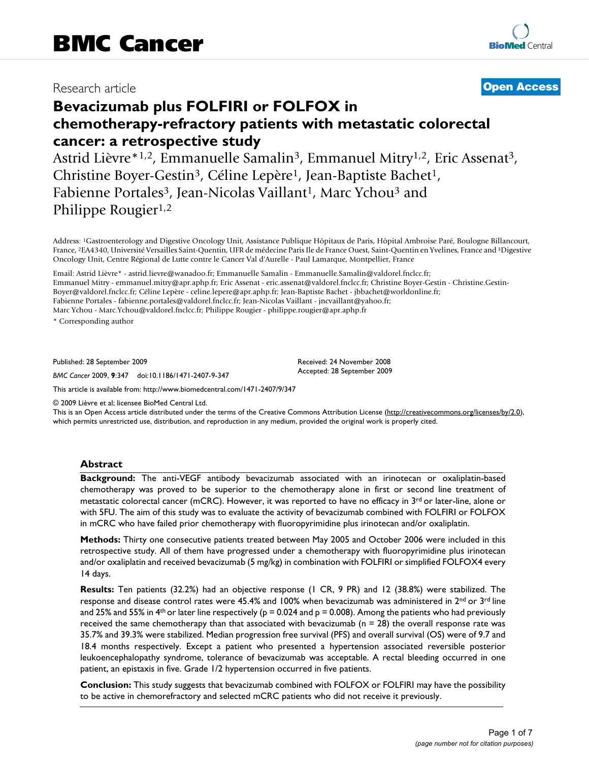Research article

**Open Access**

# Bevacizumab plus FOLFIRI or FOLFOX in chemotherapy-refractory patients with metastatic colorectal cancer: a retrospective study

Astrid Lièvre*[1,2], Emmanuelle Samalin[3], Emmanuel Mitry[1,2], Eric Assenat[3], Christine Boyer-Gestin[3], Céline Lepère[1], Jean-Baptiste Bachet[1], Fabienne Portales[3], Jean-Nicolas Vaillant[1], Marc Ychou[3] and Philippe Rougier[1,2]

Address: [1]Gastroenterology and Digestive Oncology Unit, Assistance Publique Hôpitaux de Paris, Hôpital Ambroise Paré, Boulogne Billancourt, France, [2]EA4340, Université Versailles Saint-Quentin, UFR de médecine Paris Ile de France Ouest, Saint-Quentin en Yvelines, France and [3]Digestive Oncology Unit, Centre Régional de Lutte contre le Cancer Val d'Aurelle - Paul Lamarque, Montpellier, France

Email: Astrid Lièvre* - astrid.lievre@wanadoo.fr; Emmanuelle Samalin - Emmanuelle.Samalin@valdorel.fnclcc.fr; Emmanuel Mitry - emmanuel.mitry@apr.aphp.fr; Eric Assenat - eric.assenat@valdorel.fnclcc.fr; Christine Boyer-Gestin - Christine.Gestin-Boyer@valdorel.fnclcc.fr; Céline Lepère - celine.lepere@apr.aphp.fr; Jean-Baptiste Bachet - jbbachet@worldonline.fr; Fabienne Portales - fabienne.portales@valdorel.fnclcc.fr; Jean-Nicolas Vaillant - jncvaillant@yahoo.fr; Marc Ychou - Marc.Ychou@valdorel.fnclcc.fr; Philippe Rougier - philippe.rougier@apr.aphp.fr

\* Corresponding author

Published: 28 September 2009

*BMC Cancer* 2009, **9**:347 doi:10.1186/1471-2407-9-347

Received: 24 November 2008
Accepted: 28 September 2009

This article is available from: http://www.biomedcentral.com/1471-2407/9/347

© 2009 Lièvre et al; licensee BioMed Central Ltd.
This is an Open Access article distributed under the terms of the Creative Commons Attribution License (http://creativecommons.org/licenses/by/2.0), which permits unrestricted use, distribution, and reproduction in any medium, provided the original work is properly cited.

## Abstract

**Background:** The anti-VEGF antibody bevacizumab associated with an irinotecan or oxaliplatin-based chemotherapy was proved to be superior to the chemotherapy alone in first or second line treatment of metastatic colorectal cancer (mCRC). However, it was reported to have no efficacy in 3[rd] or later-line, alone or with 5FU. The aim of this study was to evaluate the activity of bevacizumab combined with FOLFIRI or FOLFOX in mCRC who have failed prior chemotherapy with fluoropyrimidine plus irinotecan and/or oxaliplatin.

**Methods:** Thirty one consecutive patients treated between May 2005 and October 2006 were included in this retrospective study. All of them have progressed under a chemotherapy with fluoropyrimidine plus irinotecan and/or oxaliplatin and received bevacizumab (5 mg/kg) in combination with FOLFIRI or simplified FOLFOX4 every 14 days.

**Results:** Ten patients (32.2%) had an objective response (1 CR, 9 PR) and 12 (38.8%) were stabilized. The response and disease control rates were 45.4% and 100% when bevacizumab was administered in 2[nd] or 3[rd] line and 25% and 55% in 4[th] or later line respectively ($p = 0.024$ and $p = 0.008$). Among the patients who had previously received the same chemotherapy than that associated with bevacizumab ($n = 28$) the overall response rate was 35.7% and 39.3% were stabilized. Median progression free survival (PFS) and overall survival (OS) were of 9.7 and 18.4 months respectively. Except a patient who presented a hypertension associated reversible posterior leukoencephalopathy syndrome, tolerance of bevacizumab was acceptable. A rectal bleeding occurred in one patient, an epistaxis in five. Grade 1/2 hypertension occurred in five patients.

**Conclusion:** This study suggests that bevacizumab combined with FOLFOX or FOLFIRI may have the possibility to be active in chemorefractory and selected mCRC patients who did not receive it previously.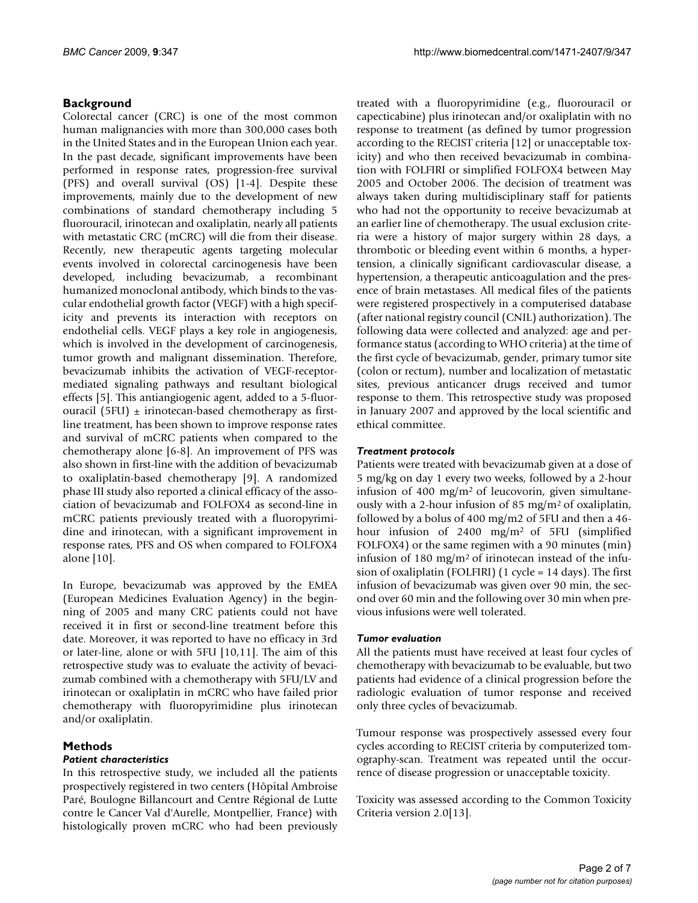## Background

Colorectal cancer (CRC) is one of the most common human malignancies with more than 300,000 cases both in the United States and in the European Union each year. In the past decade, significant improvements have been performed in response rates, progression-free survival (PFS) and overall survival (OS) [1-4]. Despite these improvements, mainly due to the development of new combinations of standard chemotherapy including 5 fluorouracil, irinotecan and oxaliplatin, nearly all patients with metastatic CRC (mCRC) will die from their disease. Recently, new therapeutic agents targeting molecular events involved in colorectal carcinogenesis have been developed, including bevacizumab, a recombinant humanized monoclonal antibody, which binds to the vascular endothelial growth factor (VEGF) with a high specificity and prevents its interaction with receptors on endothelial cells. VEGF plays a key role in angiogenesis, which is involved in the development of carcinogenesis, tumor growth and malignant dissemination. Therefore, bevacizumab inhibits the activation of VEGF-receptor-mediated signaling pathways and resultant biological effects [5]. This antiangiogenic agent, added to a 5-fluorouracil (5FU) ± irinotecan-based chemotherapy as first-line treatment, has been shown to improve response rates and survival of mCRC patients when compared to the chemotherapy alone [6-8]. An improvement of PFS was also shown in first-line with the addition of bevacizumab to oxaliplatin-based chemotherapy [9]. A randomized phase III study also reported a clinical efficacy of the association of bevacizumab and FOLFOX4 as second-line in mCRC patients previously treated with a fluoropyrimidine and irinotecan, with a significant improvement in response rates, PFS and OS when compared to FOLFOX4 alone [10].

In Europe, bevacizumab was approved by the EMEA (European Medicines Evaluation Agency) in the beginning of 2005 and many CRC patients could not have received it in first or second-line treatment before this date. Moreover, it was reported to have no efficacy in 3rd or later-line, alone or with 5FU [10,11]. The aim of this retrospective study was to evaluate the activity of bevacizumab combined with a chemotherapy with 5FU/LV and irinotecan or oxaliplatin in mCRC who have failed prior chemotherapy with fluoropyrimidine plus irinotecan and/or oxaliplatin.

## Methods

### *Patient characteristics*

In this retrospective study, we included all the patients prospectively registered in two centers (Hôpital Ambroise Paré, Boulogne Billancourt and Centre Régional de Lutte contre le Cancer Val d'Aurelle, Montpellier, France) with histologically proven mCRC who had been previously treated with a fluoropyrimidine (e.g., fluorouracil or capecticabine) plus irinotecan and/or oxaliplatin with no response to treatment (as defined by tumor progression according to the RECIST criteria [12] or unacceptable toxicity) and who then received bevacizumab in combination with FOLFIRI or simplified FOLFOX4 between May 2005 and October 2006. The decision of treatment was always taken during multidisciplinary staff for patients who had not the opportunity to receive bevacizumab at an earlier line of chemotherapy. The usual exclusion criteria were a history of major surgery within 28 days, a thrombotic or bleeding event within 6 months, a hypertension, a clinically significant cardiovascular disease, a hypertension, a therapeutic anticoagulation and the presence of brain metastases. All medical files of the patients were registered prospectively in a computerised database (after national registry council (CNIL) authorization). The following data were collected and analyzed: age and performance status (according to WHO criteria) at the time of the first cycle of bevacizumab, gender, primary tumor site (colon or rectum), number and localization of metastatic sites, previous anticancer drugs received and tumor response to them. This retrospective study was proposed in January 2007 and approved by the local scientific and ethical committee.

### *Treatment protocols*

Patients were treated with bevacizumab given at a dose of 5 mg/kg on day 1 every two weeks, followed by a 2-hour infusion of 400 mg/m$^2$ of leucovorin, given simultaneously with a 2-hour infusion of 85 mg/m$^2$ of oxaliplatin, followed by a bolus of 400 mg/m2 of 5FU and then a 46-hour infusion of 2400 mg/m$^2$ of 5FU (simplified FOLFOX4) or the same regimen with a 90 minutes (min) infusion of 180 mg/m$^2$ of irinotecan instead of the infusion of oxaliplatin (FOLFIRI) (1 cycle = 14 days). The first infusion of bevacizumab was given over 90 min, the second over 60 min and the following over 30 min when previous infusions were well tolerated.

### *Tumor evaluation*

All the patients must have received at least four cycles of chemotherapy with bevacizumab to be evaluable, but two patients had evidence of a clinical progression before the radiologic evaluation of tumor response and received only three cycles of bevacizumab.

Tumour response was prospectively assessed every four cycles according to RECIST criteria by computerized tomography-scan. Treatment was repeated until the occurrence of disease progression or unacceptable toxicity.

Toxicity was assessed according to the Common Toxicity Criteria version 2.0[13].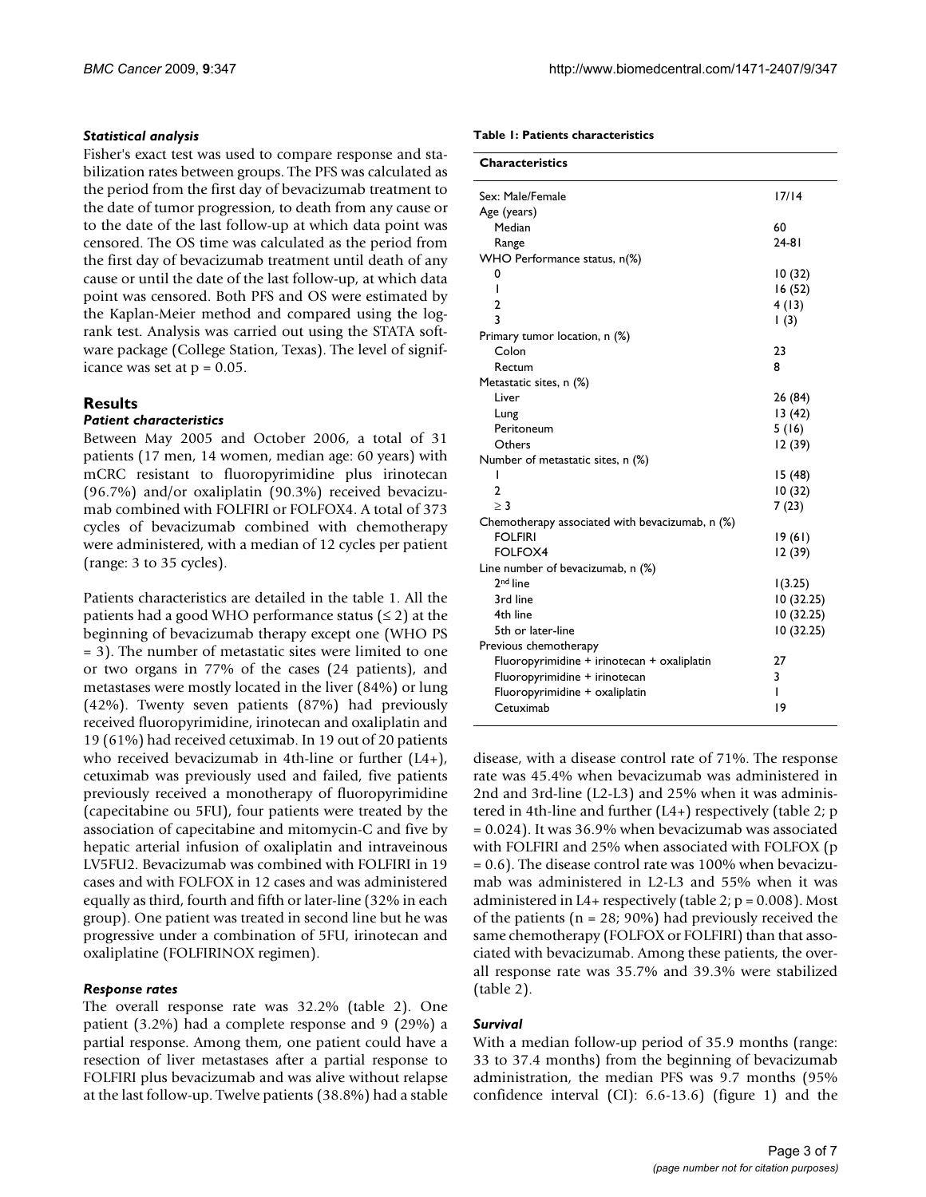### Statistical analysis

Fisher's exact test was used to compare response and stabilization rates between groups. The PFS was calculated as the period from the first day of bevacizumab treatment to the date of tumor progression, to death from any cause or to the date of the last follow-up at which data point was censored. The OS time was calculated as the period from the first day of bevacizumab treatment until death of any cause or until the date of the last follow-up, at which data point was censored. Both PFS and OS were estimated by the Kaplan-Meier method and compared using the log-rank test. Analysis was carried out using the STATA software package (College Station, Texas). The level of significance was set at p = 0.05.

## Results

### Patient characteristics

Between May 2005 and October 2006, a total of 31 patients (17 men, 14 women, median age: 60 years) with mCRC resistant to fluoropyrimidine plus irinotecan (96.7%) and/or oxaliplatin (90.3%) received bevacizumab combined with FOLFIRI or FOLFOX4. A total of 373 cycles of bevacizumab combined with chemotherapy were administered, with a median of 12 cycles per patient (range: 3 to 35 cycles).

Patients characteristics are detailed in the table 1. All the patients had a good WHO performance status (≤ 2) at the beginning of bevacizumab therapy except one (WHO PS = 3). The number of metastatic sites were limited to one or two organs in 77% of the cases (24 patients), and metastases were mostly located in the liver (84%) or lung (42%). Twenty seven patients (87%) had previously received fluoropyrimidine, irinotecan and oxaliplatin and 19 (61%) had received cetuximab. In 19 out of 20 patients who received bevacizumab in 4th-line or further (L4+), cetuximab was previously used and failed, five patients previously received a monotherapy of fluoropyrimidine (capecitabine ou 5FU), four patients were treated by the association of capecitabine and mitomycin-C and five by hepatic arterial infusion of oxaliplatin and intraveinous LV5FU2. Bevacizumab was combined with FOLFIRI in 19 cases and with FOLFOX in 12 cases and was administered equally as third, fourth and fifth or later-line (32% in each group). One patient was treated in second line but he was progressive under a combination of 5FU, irinotecan and oxaliplatine (FOLFIRINOX regimen).

**Table 1: Patients characteristics**

| Characteristics | |
|---|---|
| Sex: Male/Female | 17/14 |
| Age (years) | |
| Median | 60 |
| Range | 24-81 |
| WHO Performance status, n(%) | |
| 0 | 10 (32) |
| 1 | 16 (52) |
| 2 | 4 (13) |
| 3 | 1 (3) |
| Primary tumor location, n (%) | |
| Colon | 23 |
| Rectum | 8 |
| Metastatic sites, n (%) | |
| Liver | 26 (84) |
| Lung | 13 (42) |
| Peritoneum | 5 (16) |
| Others | 12 (39) |
| Number of metastatic sites, n (%) | |
| 1 | 15 (48) |
| 2 | 10 (32) |
| ≥ 3 | 7 (23) |
| Chemotherapy associated with bevacizumab, n (%) | |
| FOLFIRI | 19 (61) |
| FOLFOX4 | 12 (39) |
| Line number of bevacizumab, n (%) | |
| 2nd line | 1(3.25) |
| 3rd line | 10 (32.25) |
| 4th line | 10 (32.25) |
| 5th or later-line | 10 (32.25) |
| Previous chemotherapy | |
| Fluoropyrimidine + irinotecan + oxaliplatin | 27 |
| Fluoropyrimidine + irinotecan | 3 |
| Fluoropyrimidine + oxaliplatin | 1 |
| Cetuximab | 19 |

### Response rates

The overall response rate was 32.2% (table 2). One patient (3.2%) had a complete response and 9 (29%) a partial response. Among them, one patient could have a resection of liver metastases after a partial response to FOLFIRI plus bevacizumab and was alive without relapse at the last follow-up. Twelve patients (38.8%) had a stable disease, with a disease control rate of 71%. The response rate was 45.4% when bevacizumab was administered in 2nd and 3rd-line (L2-L3) and 25% when it was administered in 4th-line and further (L4+) respectively (table 2; p = 0.024). It was 36.9% when bevacizumab was associated with FOLFIRI and 25% when associated with FOLFOX (p = 0.6). The disease control rate was 100% when bevacizumab was administered in L2-L3 and 55% when it was administered in L4+ respectively (table 2; p = 0.008). Most of the patients (n = 28; 90%) had previously received the same chemotherapy (FOLFOX or FOLFIRI) than that associated with bevacizumab. Among these patients, the overall response rate was 35.7% and 39.3% were stabilized (table 2).

### Survival

With a median follow-up period of 35.9 months (range: 33 to 37.4 months) from the beginning of bevacizumab administration, the median PFS was 9.7 months (95% confidence interval (CI): 6.6-13.6) (figure 1) and the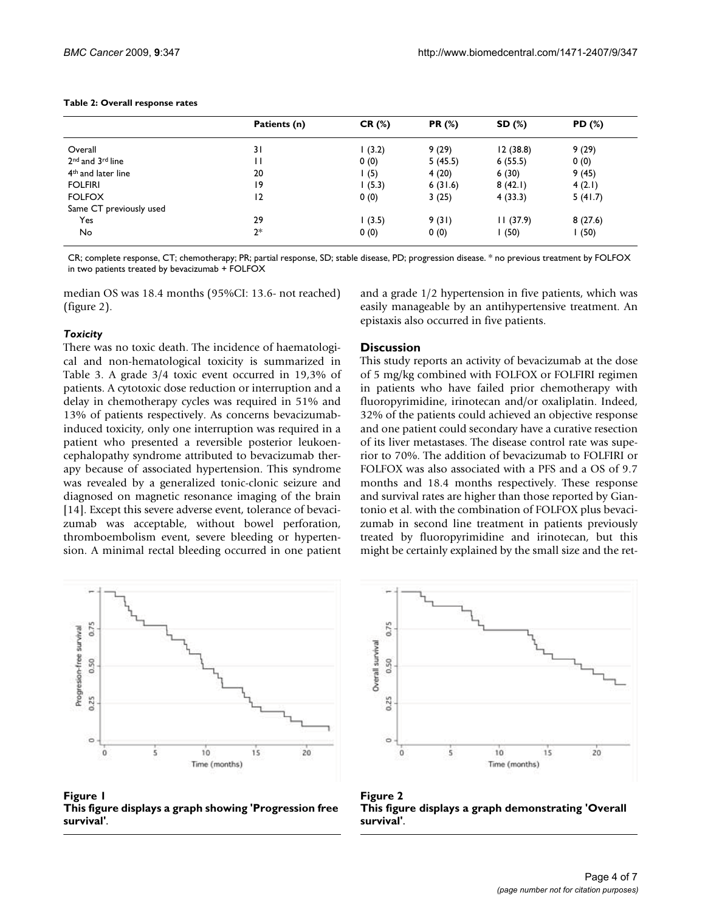**Table 2: Overall response rates**

| | Patients (n) | CR (%) | PR (%) | SD (%) | PD (%) |
|---|---|---|---|---|---|
| Overall | 31 | 1 (3.2) | 9 (29) | 12 (38.8) | 9 (29) |
| 2nd and 3rd line | 11 | 0 (0) | 5 (45.5) | 6 (55.5) | 0 (0) |
| 4th and later line | 20 | 1 (5) | 4 (20) | 6 (30) | 9 (45) |
| FOLFIRI | 19 | 1 (5.3) | 6 (31.6) | 8 (42.1) | 4 (2.1) |
| FOLFOX | 12 | 0 (0) | 3 (25) | 4 (33.3) | 5 (41.7) |
| Same CT previously used | | | | | |
| Yes | 29 | 1 (3.5) | 9 (31) | 11 (37.9) | 8 (27.6) |
| No | 2* | 0 (0) | 0 (0) | 1 (50) | 1 (50) |

CR; complete response, CT; chemotherapy; PR; partial response, SD; stable disease, PD; progression disease. * no previous treatment by FOLFOX in two patients treated by bevacizumab + FOLFOX

median OS was 18.4 months (95%CI: 13.6- not reached) (figure 2).

### *Toxicity*

There was no toxic death. The incidence of haematological and non-hematological toxicity is summarized in Table 3. A grade 3/4 toxic event occurred in 19,3% of patients. A cytotoxic dose reduction or interruption and a delay in chemotherapy cycles was required in 51% and 13% of patients respectively. As concerns bevacizumab-induced toxicity, only one interruption was required in a patient who presented a reversible posterior leukoencephalopathy syndrome attributed to bevacizumab therapy because of associated hypertension. This syndrome was revealed by a generalized tonic-clonic seizure and diagnosed on magnetic resonance imaging of the brain [14]. Except this severe adverse event, tolerance of bevacizumab was acceptable, without bowel perforation, thromboembolism event, severe bleeding or hypertension. A minimal rectal bleeding occurred in one patient and a grade 1/2 hypertension in five patients, which was easily manageable by an antihypertensive treatment. An epistaxis also occurred in five patients.

## Discussion

This study reports an activity of bevacizumab at the dose of 5 mg/kg combined with FOLFOX or FOLFIRI regimen in patients who have failed prior chemotherapy with fluoropyrimidine, irinotecan and/or oxaliplatin. Indeed, 32% of the patients could achieved an objective response and one patient could secondary have a curative resection of its liver metastases. The disease control rate was superior to 70%. The addition of bevacizumab to FOLFIRI or FOLFOX was also associated with a PFS and a OS of 9.7 months and 18.4 months respectively. These response and survival rates are higher than those reported by Giantonio et al. with the combination of FOLFOX plus bevacizumab in second line treatment in patients previously treated by fluoropyrimidine and irinotecan, but this might be certainly explained by the small size and the ret-

**Figure 1**
**This figure displays a graph showing 'Progression free survival'.**

**Figure 2**
**This figure displays a graph demonstrating 'Overall survival'.**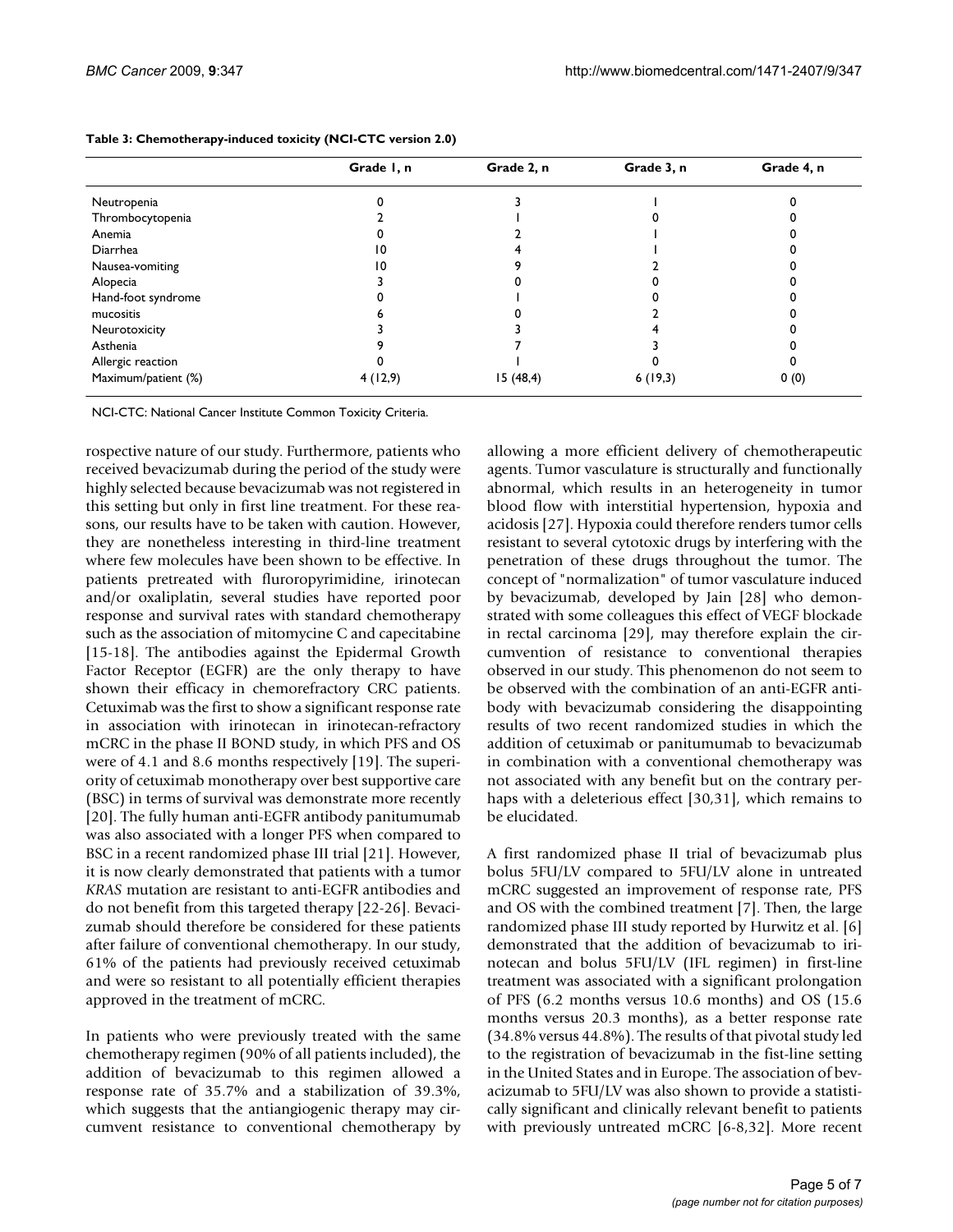**Table 3: Chemotherapy-induced toxicity (NCI-CTC version 2.0)**

| | Grade 1, n | Grade 2, n | Grade 3, n | Grade 4, n |
|---|---|---|---|---|
| Neutropenia | 0 | 3 | 1 | 0 |
| Thrombocytopenia | 2 | 1 | 0 | 0 |
| Anemia | 0 | 2 | 1 | 0 |
| Diarrhea | 10 | 4 | 1 | 0 |
| Nausea-vomiting | 10 | 9 | 2 | 0 |
| Alopecia | 3 | 0 | 0 | 0 |
| Hand-foot syndrome | 0 | 1 | 0 | 0 |
| mucositis | 6 | 0 | 2 | 0 |
| Neurotoxicity | 3 | 3 | 4 | 0 |
| Asthenia | 9 | 7 | 3 | 0 |
| Allergic reaction | 0 | 1 | 0 | 0 |
| Maximum/patient (%) | 4 (12,9) | 15 (48,4) | 6 (19,3) | 0 (0) |

NCI-CTC: National Cancer Institute Common Toxicity Criteria.

rospective nature of our study. Furthermore, patients who received bevacizumab during the period of the study were highly selected because bevacizumab was not registered in this setting but only in first line treatment. For these reasons, our results have to be taken with caution. However, they are nonetheless interesting in third-line treatment where few molecules have been shown to be effective. In patients pretreated with fluroropyrimidine, irinotecan and/or oxaliplatin, several studies have reported poor response and survival rates with standard chemotherapy such as the association of mitomycine C and capecitabine [15-18]. The antibodies against the Epidermal Growth Factor Receptor (EGFR) are the only therapy to have shown their efficacy in chemorefractory CRC patients. Cetuximab was the first to show a significant response rate in association with irinotecan in irinotecan-refractory mCRC in the phase II BOND study, in which PFS and OS were of 4.1 and 8.6 months respectively [19]. The superiority of cetuximab monotherapy over best supportive care (BSC) in terms of survival was demonstrate more recently [20]. The fully human anti-EGFR antibody panitumumab was also associated with a longer PFS when compared to BSC in a recent randomized phase III trial [21]. However, it is now clearly demonstrated that patients with a tumor *KRAS* mutation are resistant to anti-EGFR antibodies and do not benefit from this targeted therapy [22-26]. Bevacizumab should therefore be considered for these patients after failure of conventional chemotherapy. In our study, 61% of the patients had previously received cetuximab and were so resistant to all potentially efficient therapies approved in the treatment of mCRC.

In patients who were previously treated with the same chemotherapy regimen (90% of all patients included), the addition of bevacizumab to this regimen allowed a response rate of 35.7% and a stabilization of 39.3%, which suggests that the antiangiogenic therapy may circumvent resistance to conventional chemotherapy by allowing a more efficient delivery of chemotherapeutic agents. Tumor vasculature is structurally and functionally abnormal, which results in an heterogeneity in tumor blood flow with interstitial hypertension, hypoxia and acidosis [27]. Hypoxia could therefore renders tumor cells resistant to several cytotoxic drugs by interfering with the penetration of these drugs throughout the tumor. The concept of "normalization" of tumor vasculature induced by bevacizumab, developed by Jain [28] who demonstrated with some colleagues this effect of VEGF blockade in rectal carcinoma [29], may therefore explain the circumvention of resistance to conventional therapies observed in our study. This phenomenon do not seem to be observed with the combination of an anti-EGFR antibody with bevacizumab considering the disappointing results of two recent randomized studies in which the addition of cetuximab or panitumumab to bevacizumab in combination with a conventional chemotherapy was not associated with any benefit but on the contrary perhaps with a deleterious effect [30,31], which remains to be elucidated.

A first randomized phase II trial of bevacizumab plus bolus 5FU/LV compared to 5FU/LV alone in untreated mCRC suggested an improvement of response rate, PFS and OS with the combined treatment [7]. Then, the large randomized phase III study reported by Hurwitz et al. [6] demonstrated that the addition of bevacizumab to irinotecan and bolus 5FU/LV (IFL regimen) in first-line treatment was associated with a significant prolongation of PFS (6.2 months versus 10.6 months) and OS (15.6 months versus 20.3 months), as a better response rate (34.8% versus 44.8%). The results of that pivotal study led to the registration of bevacizumab in the fist-line setting in the United States and in Europe. The association of bevacizumab to 5FU/LV was also shown to provide a statistically significant and clinically relevant benefit to patients with previously untreated mCRC [6-8,32]. More recent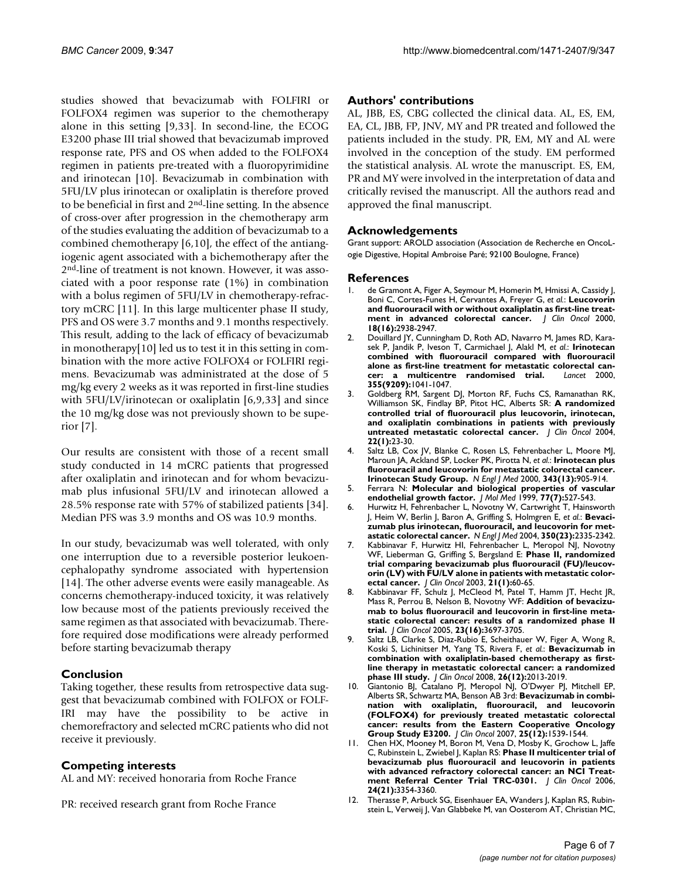studies showed that bevacizumab with FOLFIRI or FOLFOX4 regimen was superior to the chemotherapy alone in this setting [9,33]. In second-line, the ECOG E3200 phase III trial showed that bevacizumab improved response rate, PFS and OS when added to the FOLFOX4 regimen in patients pre-treated with a fluoropyrimidine and irinotecan [10]. Bevacizumab in combination with 5FU/LV plus irinotecan or oxaliplatin is therefore proved to be beneficial in first and 2nd-line setting. In the absence of cross-over after progression in the chemotherapy arm of the studies evaluating the addition of bevacizumab to a combined chemotherapy [6,10], the effect of the antiangiogenic agent associated with a bichemotherapy after the 2nd-line of treatment is not known. However, it was associated with a poor response rate (1%) in combination with a bolus regimen of 5FU/LV in chemotherapy-refractory mCRC [11]. In this large multicenter phase II study, PFS and OS were 3.7 months and 9.1 months respectively. This result, adding to the lack of efficacy of bevacizumab in monotherapy[10] led us to test it in this setting in combination with the more active FOLFOX4 or FOLFIRI regimens. Bevacizumab was administrated at the dose of 5 mg/kg every 2 weeks as it was reported in first-line studies with 5FU/LV/irinotecan or oxaliplatin [6,9,33] and since the 10 mg/kg dose was not previously shown to be superior [7].

Our results are consistent with those of a recent small study conducted in 14 mCRC patients that progressed after oxaliplatin and irinotecan and for whom bevacizumab plus infusional 5FU/LV and irinotecan allowed a 28.5% response rate with 57% of stabilized patients [34]. Median PFS was 3.9 months and OS was 10.9 months.

In our study, bevacizumab was well tolerated, with only one interruption due to a reversible posterior leukoencephalopathy syndrome associated with hypertension [14]. The other adverse events were easily manageable. As concerns chemotherapy-induced toxicity, it was relatively low because most of the patients previously received the same regimen as that associated with bevacizumab. Therefore required dose modifications were already performed before starting bevacizumab therapy

## Conclusion

Taking together, these results from retrospective data suggest that bevacizumab combined with FOLFOX or FOLFIRI may have the possibility to be active in chemorefractory and selected mCRC patients who did not receive it previously.

## Competing interests

AL and MY: received honoraria from Roche France

PR: received research grant from Roche France

## Authors' contributions

AL, JBB, ES, CBG collected the clinical data. AL, ES, EM, EA, CL, JBB, FP, JNV, MY and PR treated and followed the patients included in the study. PR, EM, MY and AL were involved in the conception of the study. EM performed the statistical analysis. AL wrote the manuscript. ES, EM, PR and MY were involved in the interpretation of data and critically revised the manuscript. All the authors read and approved the final manuscript.

## Acknowledgements

Grant support: AROLD association (Association de Recherche en OncoLogie Digestive, Hopital Ambroise Paré; 92100 Boulogne, France)

## References

1. de Gramont A, Figer A, Seymour M, Homerin M, Hmissi A, Cassidy J, Boni C, Cortes-Funes H, Cervantes A, Freyer G, *et al.*: **Leucovorin and fluorouracil with or without oxaliplatin as first-line treatment in advanced colorectal cancer.** *J Clin Oncol* 2000, **18(16):**2938-2947.
2. Douillard JY, Cunningham D, Roth AD, Navarro M, James RD, Karasek P, Jandik P, Iveson T, Carmichael J, Alakl M, *et al.*: **Irinotecan combined with fluorouracil compared with fluorouracil alone as first-line treatment for metastatic colorectal cancer: a multicentre randomised trial.** *Lancet* 2000, **355(9209):**1041-1047.
3. Goldberg RM, Sargent DJ, Morton RF, Fuchs CS, Ramanathan RK, Williamson SK, Findlay BP, Pitot HC, Alberts SR: **A randomized controlled trial of fluorouracil plus leucovorin, irinotecan, and oxaliplatin combinations in patients with previously untreated metastatic colorectal cancer.** *J Clin Oncol* 2004, **22(1):**23-30.
4. Saltz LB, Cox JV, Blanke C, Rosen LS, Fehrenbacher L, Moore MJ, Maroun JA, Ackland SP, Locker PK, Pirotta N, *et al.*: **Irinotecan plus fluorouracil and leucovorin for metastatic colorectal cancer. Irinotecan Study Group.** *N Engl J Med* 2000, **343(13):**905-914.
5. Ferrara N: **Molecular and biological properties of vascular endothelial growth factor.** *J Mol Med* 1999, **77(7):**527-543.
6. Hurwitz H, Fehrenbacher L, Novotny W, Cartwright T, Hainsworth J, Heim W, Berlin J, Baron A, Griffing S, Holmgren E, *et al.*: **Bevacizumab plus irinotecan, fluorouracil, and leucovorin for metastatic colorectal cancer.** *N Engl J Med* 2004, **350(23):**2335-2342.
7. Kabbinavar F, Hurwitz HI, Fehrenbacher L, Meropol NJ, Novotny WF, Lieberman G, Griffing S, Bergsland E: **Phase II, randomized trial comparing bevacizumab plus fluorouracil (FU)/leucovorin (LV) with FU/LV alone in patients with metastatic colorectal cancer.** *J Clin Oncol* 2003, **21(1):**60-65.
8. Kabbinavar FF, Schulz J, McCleod M, Patel T, Hamm JT, Hecht JR, Mass R, Perrou B, Nelson B, Novotny WF: **Addition of bevacizumab to bolus fluorouracil and leucovorin in first-line metastatic colorectal cancer: results of a randomized phase II trial.** *J Clin Oncol* 2005, **23(16):**3697-3705.
9. Saltz LB, Clarke S, Diaz-Rubio E, Scheithauer W, Figer A, Wong R, Koski S, Lichinitser M, Yang TS, Rivera F, *et al.*: **Bevacizumab in combination with oxaliplatin-based chemotherapy as first-line therapy in metastatic colorectal cancer: a randomized phase III study.** *J Clin Oncol* 2008, **26(12):**2013-2019.
10. Giantonio BJ, Catalano PJ, Meropol NJ, O'Dwyer PJ, Mitchell EP, Alberts SR, Schwartz MA, Benson AB 3rd: **Bevacizumab in combination with oxaliplatin, fluorouracil, and leucovorin (FOLFOX4) for previously treated metastatic colorectal cancer: results from the Eastern Cooperative Oncology Group Study E3200.** *J Clin Oncol* 2007, **25(12):**1539-1544.
11. Chen HX, Mooney M, Boron M, Vena D, Mosby K, Grochow L, Jaffe C, Rubinstein L, Zwiebel J, Kaplan RS: **Phase II multicenter trial of bevacizumab plus fluorouracil and leucovorin in patients with advanced refractory colorectal cancer: an NCI Treatment Referral Center Trial TRC-0301.** *J Clin Oncol* 2006, **24(21):**3354-3360.
12. Therasse P, Arbuck SG, Eisenhauer EA, Wanders J, Kaplan RS, Rubinstein L, Verweij J, Van Glabbeke M, van Oosterom AT, Christian MC,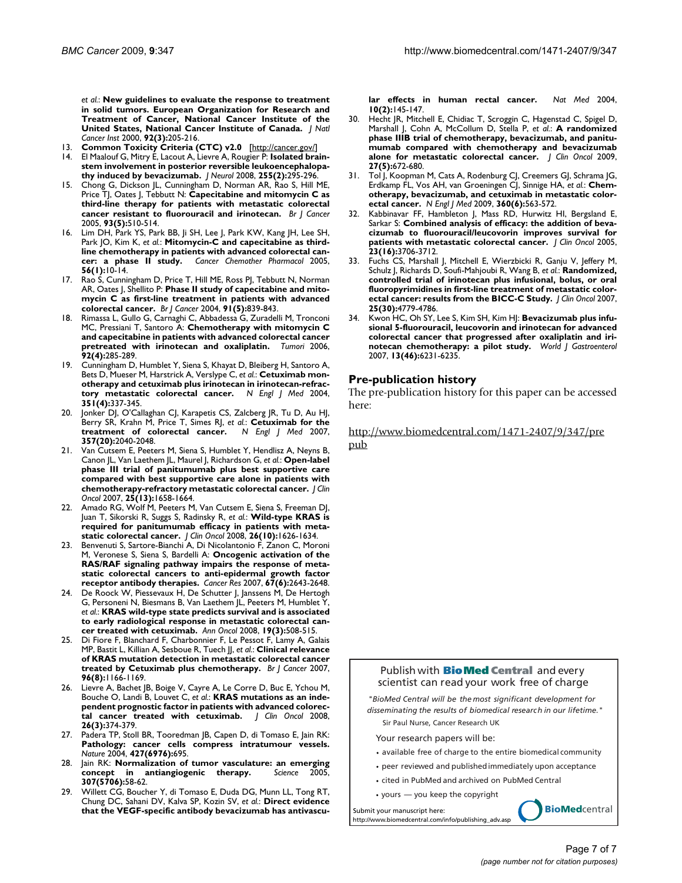*et al.*: **New guidelines to evaluate the response to treatment in solid tumors. European Organization for Research and Treatment of Cancer, National Cancer Institute of the United States, National Cancer Institute of Canada.** *J Natl Cancer Inst* 2000, **92(3):**205-216.

13. **Common Toxicity Criteria (CTC) v2.0** [http://cancer.gov/]
14. El Maalouf G, Mitry E, Lacout A, Lievre A, Rougier P: **Isolated brainstem involvement in posterior reversible leukoencephalopathy induced by bevacizumab.** *J Neurol* 2008, **255(2):**295-296.
15. Chong G, Dickson JL, Cunningham D, Norman AR, Rao S, Hill ME, Price TJ, Oates J, Tebbutt N: **Capecitabine and mitomycin C as third-line therapy for patients with metastatic colorectal cancer resistant to fluorouracil and irinotecan.** *Br J Cancer* 2005, **93(5):**510-514.
16. Lim DH, Park YS, Park BB, Ji SH, Lee J, Park KW, Kang JH, Lee SH, Park JO, Kim K, *et al.*: **Mitomycin-C and capecitabine as third-line chemotherapy in patients with advanced colorectal cancer: a phase II study.** *Cancer Chemother Pharmacol* 2005, **56(1):**10-14.
17. Rao S, Cunningham D, Price T, Hill ME, Ross PJ, Tebbutt N, Norman AR, Oates J, Shellito P: **Phase II study of capecitabine and mitomycin C as first-line treatment in patients with advanced colorectal cancer.** *Br J Cancer* 2004, **91(5):**839-843.
18. Rimassa L, Gullo G, Carnaghi C, Abbadessa G, Zuradelli M, Tronconi MC, Pressiani T, Santoro A: **Chemotherapy with mitomycin C and capecitabine in patients with advanced colorectal cancer pretreated with irinotecan and oxaliplatin.** *Tumori* 2006, **92(4):**285-289.
19. Cunningham D, Humblet Y, Siena S, Khayat D, Bleiberg H, Santoro A, Bets D, Mueser M, Harstrick A, Verslype C, *et al.*: **Cetuximab monotherapy and cetuximab plus irinotecan in irinotecan-refractory metastatic colorectal cancer.** *N Engl J Med* 2004, **351(4):**337-345.
20. Jonker DJ, O'Callaghan CJ, Karapetis CS, Zalcberg JR, Tu D, Au HJ, Berry SR, Krahn M, Price T, Simes RJ, *et al.*: **Cetuximab for the treatment of colorectal cancer.** *N Engl J Med* 2007, **357(20):**2040-2048.
21. Van Cutsem E, Peeters M, Siena S, Humblet Y, Hendlisz A, Neyns B, Canon JL, Van Laethem JL, Maurel J, Richardson G, *et al.*: **Open-label phase III trial of panitumumab plus best supportive care compared with best supportive care alone in patients with chemotherapy-refractory metastatic colorectal cancer.** *J Clin Oncol* 2007, **25(13):**1658-1664.
22. Amado RG, Wolf M, Peeters M, Van Cutsem E, Siena S, Freeman DJ, Juan T, Sikorski R, Suggs S, Radinsky R, *et al.*: **Wild-type KRAS is required for panitumumab efficacy in patients with metastatic colorectal cancer.** *J Clin Oncol* 2008, **26(10):**1626-1634.
23. Benvenuti S, Sartore-Bianchi A, Di Nicolantonio F, Zanon C, Moroni M, Veronese S, Siena S, Bardelli A: **Oncogenic activation of the RAS/RAF signaling pathway impairs the response of metastatic colorectal cancers to anti-epidermal growth factor receptor antibody therapies.** *Cancer Res* 2007, **67(6):**2643-2648.
24. De Roock W, Piessevaux H, De Schutter J, Janssens M, De Hertogh G, Personeni N, Biesmans B, Van Laethem JL, Peeters M, Humblet Y, *et al.*: **KRAS wild-type state predicts survival and is associated to early radiological response in metastatic colorectal cancer treated with cetuximab.** *Ann Oncol* 2008, **19(3):**508-515.
25. Di Fiore F, Blanchard F, Charbonnier F, Le Pessot F, Lamy A, Galais MP, Bastit L, Killian A, Sesboue R, Tuech JJ, *et al.*: **Clinical relevance of KRAS mutation detection in metastatic colorectal cancer treated by Cetuximab plus chemotherapy.** *Br J Cancer* 2007, **96(8):**1166-1169.
26. Lievre A, Bachet JB, Boige V, Cayre A, Le Corre D, Buc E, Ychou M, Bouche O, Landi B, Louvet C, *et al.*: **KRAS mutations as an independent prognostic factor in patients with advanced colorectal cancer treated with cetuximab.** *J Clin Oncol* 2008, **26(3):**374-379.
27. Padera TP, Stoll BR, Tooredman JB, Capen D, di Tomaso E, Jain RK: **Pathology: cancer cells compress intratumour vessels.** *Nature* 2004, **427(6976):**695.
28. Jain RK: **Normalization of tumor vasculature: an emerging concept in antiangiogenic therapy.** *Science* 2005, **307(5706):**58-62.
29. Willett CG, Boucher Y, di Tomaso E, Duda DG, Munn LL, Tong RT, Chung DC, Sahani DV, Kalva SP, Kozin SV, *et al.*: **Direct evidence that the VEGF-specific antibody bevacizumab has antivascular effects in human rectal cancer.** *Nat Med* 2004, **10(2):**145-147.
30. Hecht JR, Mitchell E, Chidiac T, Scroggin C, Hagenstad C, Spigel D, Marshall J, Cohn A, McCollum D, Stella P, *et al.*: **A randomized phase IIIB trial of chemotherapy, bevacizumab, and panitumumab compared with chemotherapy and bevacizumab alone for metastatic colorectal cancer.** *J Clin Oncol* 2009, **27(5):**672-680.
31. Tol J, Koopman M, Cats A, Rodenburg CJ, Creemers GJ, Schrama JG, Erdkamp FL, Vos AH, van Groeningen CJ, Sinnige HA, *et al.*: **Chemotherapy, bevacizumab, and cetuximab in metastatic colorectal cancer.** *N Engl J Med* 2009, **360(6):**563-572.
32. Kabbinavar FF, Hambleton J, Mass RD, Hurwitz HI, Bergsland E, Sarkar S: **Combined analysis of efficacy: the addition of bevacizumab to fluorouracil/leucovorin improves survival for patients with metastatic colorectal cancer.** *J Clin Oncol* 2005, **23(16):**3706-3712.
33. Fuchs CS, Marshall J, Mitchell E, Wierzbicki R, Ganju V, Jeffery M, Schulz J, Richards D, Soufi-Mahjoubi R, Wang B, *et al.*: **Randomized, controlled trial of irinotecan plus infusional, bolus, or oral fluoropyrimidines in first-line treatment of metastatic colorectal cancer: results from the BICC-C Study.** *J Clin Oncol* 2007, **25(30):**4779-4786.
34. Kwon HC, Oh SY, Lee S, Kim SH, Kim HJ: **Bevacizumab plus infusional 5-fluorouracil, leucovorin and irinotecan for advanced colorectal cancer that progressed after oxaliplatin and irinotecan chemotherapy: a pilot study.** *World J Gastroenterol* 2007, **13(46):**6231-6235.

## Pre-publication history

The pre-publication history for this paper can be accessed here:

http://www.biomedcentral.com/1471-2407/9/347/prepub

Publish with **BioMed Central** and every scientist can read your work free of charge

*"BioMed Central will be the most significant development for disseminating the results of biomedical research in our lifetime."*
Sir Paul Nurse, Cancer Research UK

Your research papers will be:

- available free of charge to the entire biomedical community
- peer reviewed and published immediately upon acceptance
- cited in PubMed and archived on PubMed Central
- yours — you keep the copyright

Submit your manuscript here:
http://www.biomedcentral.com/info/publishing_adv.asp

BioMedcentral